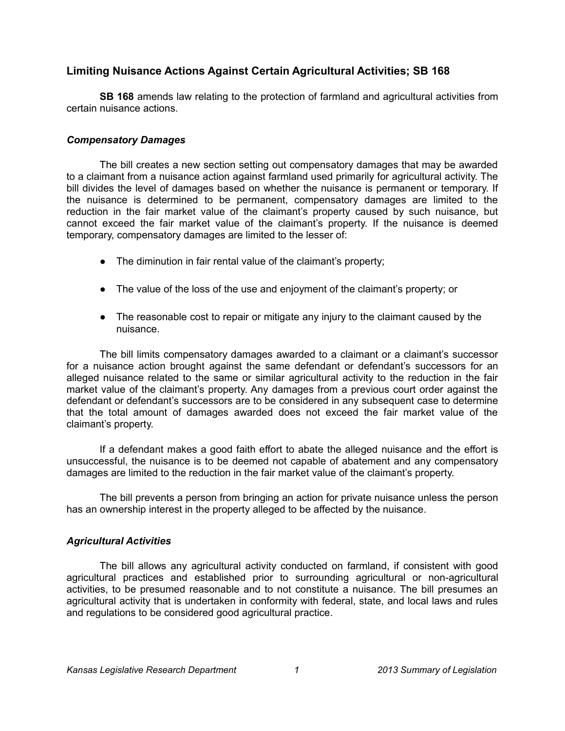## Limiting Nuisance Actions Against Certain Agricultural Activities; SB 168

**SB 168** amends law relating to the protection of farmland and agricultural activities from certain nuisance actions.

### *Compensatory Damages*

The bill creates a new section setting out compensatory damages that may be awarded to a claimant from a nuisance action against farmland used primarily for agricultural activity. The bill divides the level of damages based on whether the nuisance is permanent or temporary. If the nuisance is determined to be permanent, compensatory damages are limited to the reduction in the fair market value of the claimant's property caused by such nuisance, but cannot exceed the fair market value of the claimant's property. If the nuisance is deemed temporary, compensatory damages are limited to the lesser of:

- The diminution in fair rental value of the claimant's property;
- The value of the loss of the use and enjoyment of the claimant's property; or
- The reasonable cost to repair or mitigate any injury to the claimant caused by the nuisance.

The bill limits compensatory damages awarded to a claimant or a claimant's successor for a nuisance action brought against the same defendant or defendant's successors for an alleged nuisance related to the same or similar agricultural activity to the reduction in the fair market value of the claimant's property. Any damages from a previous court order against the defendant or defendant's successors are to be considered in any subsequent case to determine that the total amount of damages awarded does not exceed the fair market value of the claimant's property.

If a defendant makes a good faith effort to abate the alleged nuisance and the effort is unsuccessful, the nuisance is to be deemed not capable of abatement and any compensatory damages are limited to the reduction in the fair market value of the claimant's property.

The bill prevents a person from bringing an action for private nuisance unless the person has an ownership interest in the property alleged to be affected by the nuisance.

### *Agricultural Activities*

The bill allows any agricultural activity conducted on farmland, if consistent with good agricultural practices and established prior to surrounding agricultural or non-agricultural activities, to be presumed reasonable and to not constitute a nuisance. The bill presumes an agricultural activity that is undertaken in conformity with federal, state, and local laws and rules and regulations to be considered good agricultural practice.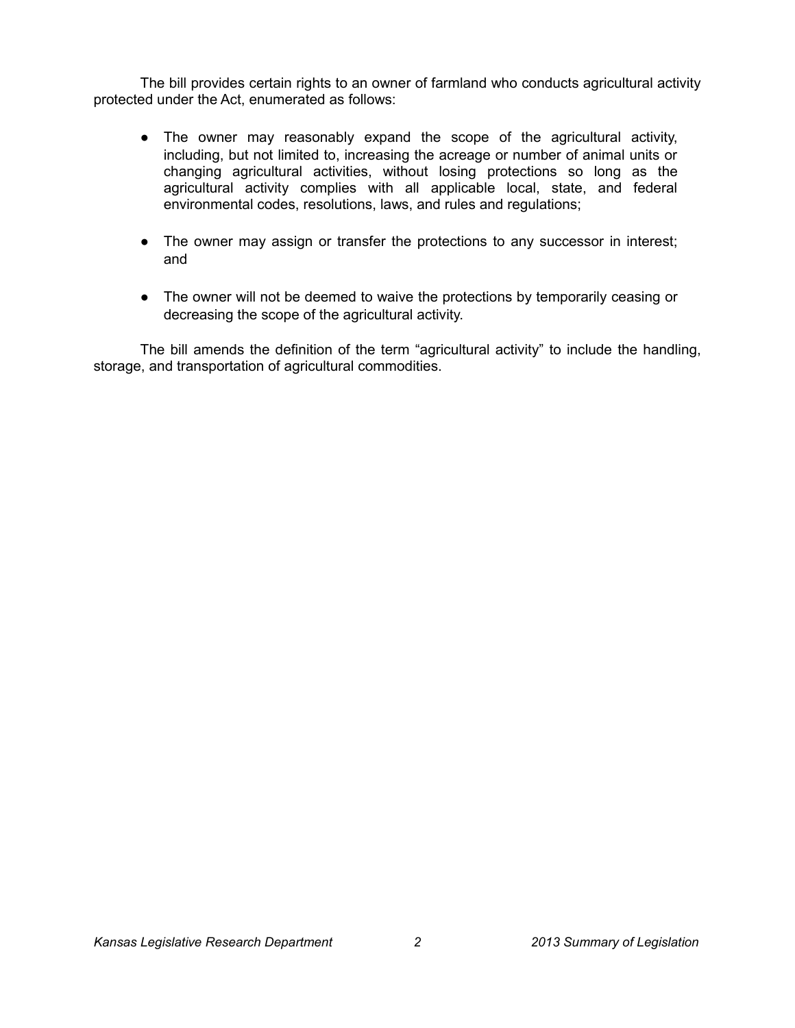The bill provides certain rights to an owner of farmland who conducts agricultural activity protected under the Act, enumerated as follows:

- The owner may reasonably expand the scope of the agricultural activity, including, but not limited to, increasing the acreage or number of animal units or changing agricultural activities, without losing protections so long as the agricultural activity complies with all applicable local, state, and federal environmental codes, resolutions, laws, and rules and regulations;
- The owner may assign or transfer the protections to any successor in interest; and
- The owner will not be deemed to waive the protections by temporarily ceasing or decreasing the scope of the agricultural activity.

The bill amends the definition of the term "agricultural activity" to include the handling, storage, and transportation of agricultural commodities.